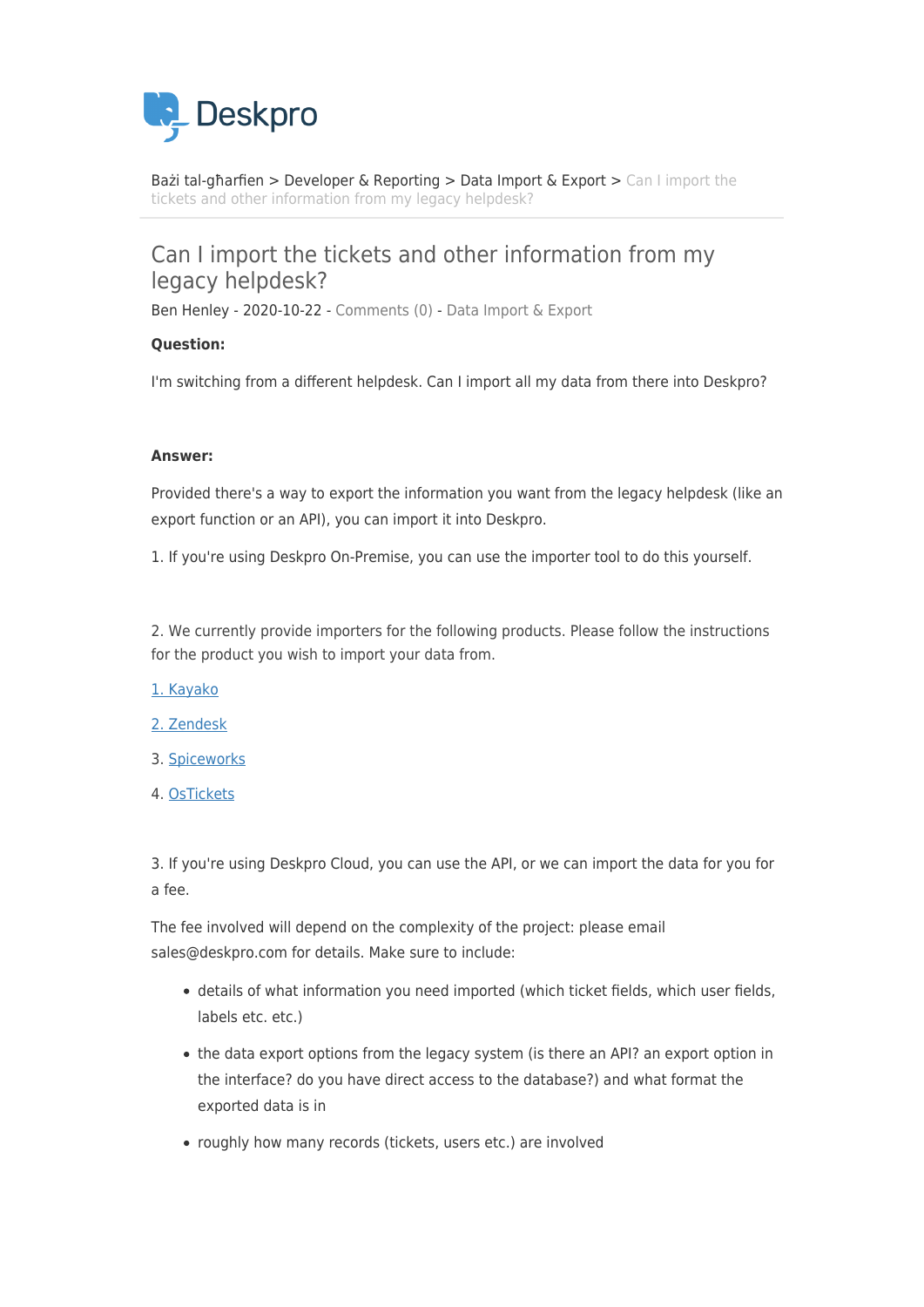Deskpro

Bażi tal-għarfien > Developer & Reporting > Data Import & Export > Can I import the tickets and other information from my legacy helpdesk?

# Can I import the tickets and other information from my legacy helpdesk?

Ben Henley - 2020-10-22 - Comments (0) - Data Import & Export

**Question:**

I'm switching from a different helpdesk. Can I import all my data from there into Deskpro?

**Answer:**

Provided there's a way to export the information you want from the legacy helpdesk (like an export function or an API), you can import it into Deskpro.

1. If you're using Deskpro On-Premise, you can use the importer tool to do this yourself.

2. We currently provide importers for the following products. Please follow the instructions for the product you wish to import your data from.

1. Kayako

2. Zendesk

3. Spiceworks

4. OsTickets

3. If you're using Deskpro Cloud, you can use the API, or we can import the data for you for a fee.

The fee involved will depend on the complexity of the project: please email sales@deskpro.com for details. Make sure to include:

- details of what information you need imported (which ticket fields, which user fields, labels etc. etc.)
- the data export options from the legacy system (is there an API? an export option in the interface? do you have direct access to the database?) and what format the exported data is in
- roughly how many records (tickets, users etc.) are involved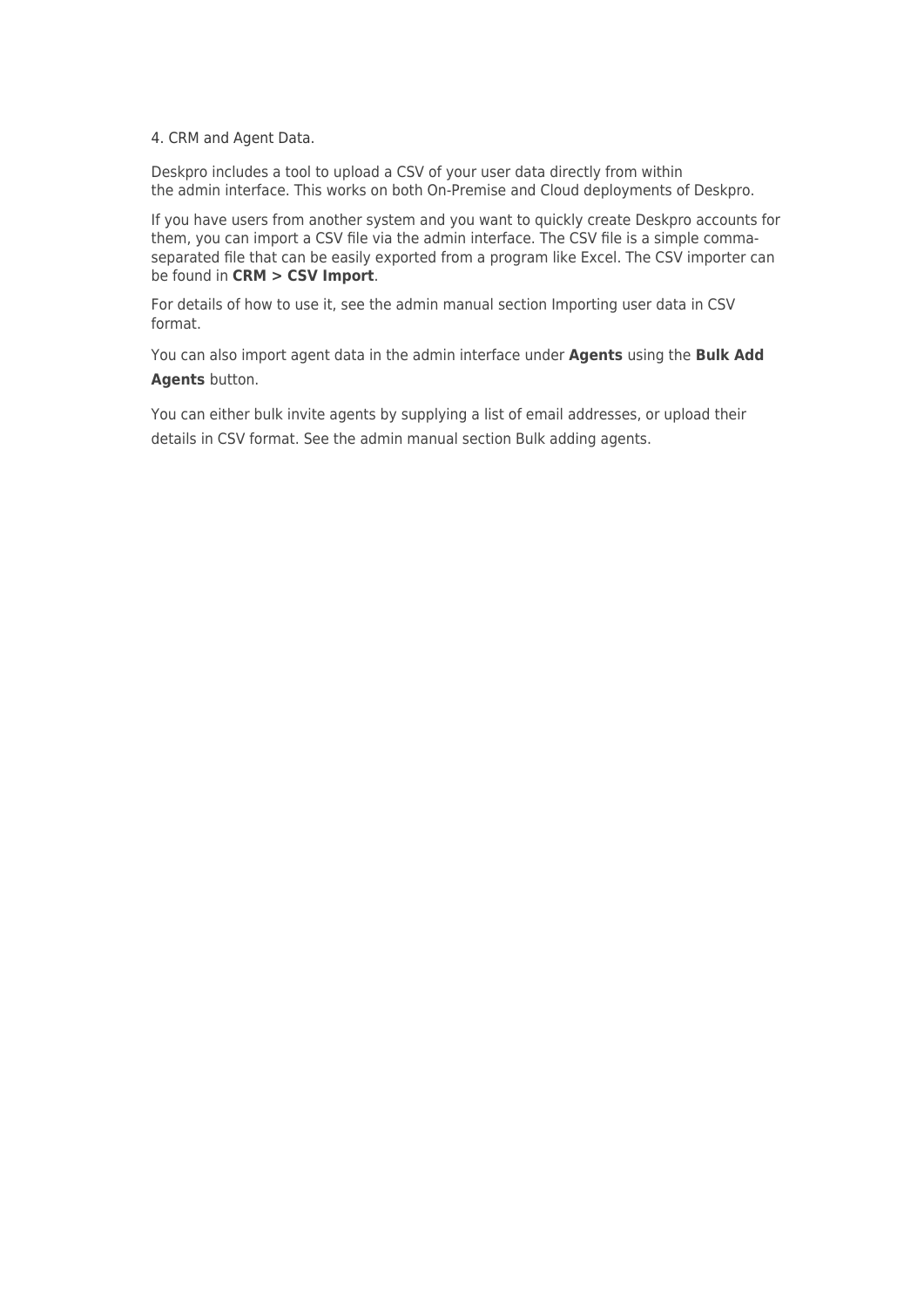4. CRM and Agent Data.

Deskpro includes a tool to upload a CSV of your user data directly from within the admin interface. This works on both On-Premise and Cloud deployments of Deskpro.

If you have users from another system and you want to quickly create Deskpro accounts for them, you can import a CSV file via the admin interface. The CSV file is a simple comma-separated file that can be easily exported from a program like Excel. The CSV importer can be found in **CRM > CSV Import**.

For details of how to use it, see the admin manual section Importing user data in CSV format.

You can also import agent data in the admin interface under **Agents** using the **Bulk Add Agents** button.

You can either bulk invite agents by supplying a list of email addresses, or upload their details in CSV format. See the admin manual section Bulk adding agents.